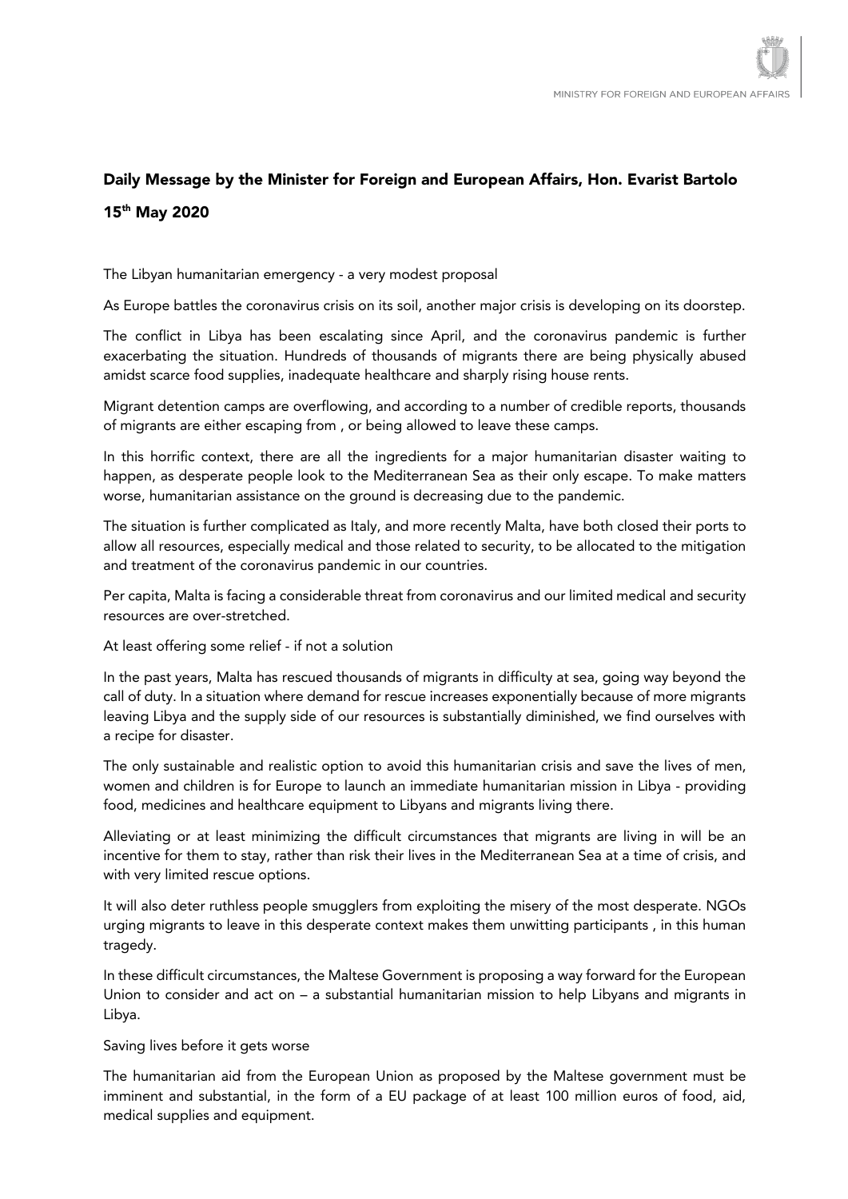## Daily Message by the Minister for Foreign and European Affairs, Hon. Evarist Bartolo

## 15th May 2020

The Libyan humanitarian emergency - a very modest proposal

As Europe battles the coronavirus crisis on its soil, another major crisis is developing on its doorstep.

The conflict in Libya has been escalating since April, and the coronavirus pandemic is further exacerbating the situation. Hundreds of thousands of migrants there are being physically abused amidst scarce food supplies, inadequate healthcare and sharply rising house rents.

Migrant detention camps are overflowing, and according to a number of credible reports, thousands of migrants are either escaping from , or being allowed to leave these camps.

In this horrific context, there are all the ingredients for a major humanitarian disaster waiting to happen, as desperate people look to the Mediterranean Sea as their only escape. To make matters worse, humanitarian assistance on the ground is decreasing due to the pandemic.

The situation is further complicated as Italy, and more recently Malta, have both closed their ports to allow all resources, especially medical and those related to security, to be allocated to the mitigation and treatment of the coronavirus pandemic in our countries.

Per capita, Malta is facing a considerable threat from coronavirus and our limited medical and security resources are over-stretched.

At least offering some relief - if not a solution

In the past years, Malta has rescued thousands of migrants in difficulty at sea, going way beyond the call of duty. In a situation where demand for rescue increases exponentially because of more migrants leaving Libya and the supply side of our resources is substantially diminished, we find ourselves with a recipe for disaster.

The only sustainable and realistic option to avoid this humanitarian crisis and save the lives of men, women and children is for Europe to launch an immediate humanitarian mission in Libya - providing food, medicines and healthcare equipment to Libyans and migrants living there.

Alleviating or at least minimizing the difficult circumstances that migrants are living in will be an incentive for them to stay, rather than risk their lives in the Mediterranean Sea at a time of crisis, and with very limited rescue options.

It will also deter ruthless people smugglers from exploiting the misery of the most desperate. NGOs urging migrants to leave in this desperate context makes them unwitting participants , in this human tragedy.

In these difficult circumstances, the Maltese Government is proposing a way forward for the European Union to consider and act on – a substantial humanitarian mission to help Libyans and migrants in Libya.

Saving lives before it gets worse

The humanitarian aid from the European Union as proposed by the Maltese government must be imminent and substantial, in the form of a EU package of at least 100 million euros of food, aid, medical supplies and equipment.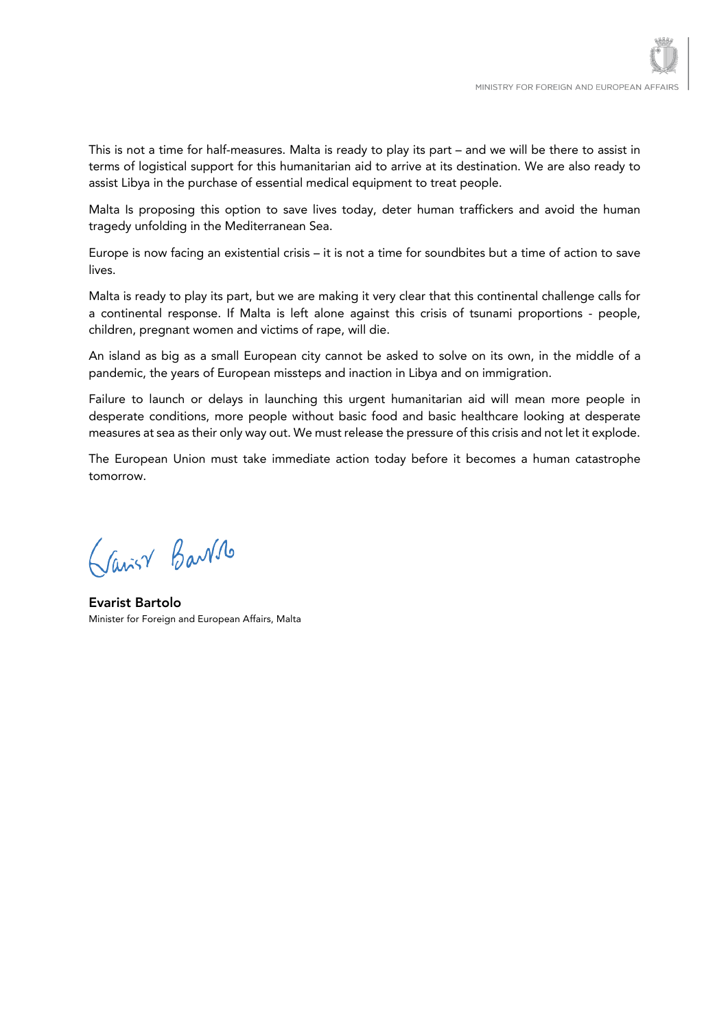This is not a time for half-measures. Malta is ready to play its part – and we will be there to assist in terms of logistical support for this humanitarian aid to arrive at its destination. We are also ready to assist Libya in the purchase of essential medical equipment to treat people.

Malta Is proposing this option to save lives today, deter human traffickers and avoid the human tragedy unfolding in the Mediterranean Sea.

Europe is now facing an existential crisis – it is not a time for soundbites but a time of action to save lives.

Malta is ready to play its part, but we are making it very clear that this continental challenge calls for a continental response. If Malta is left alone against this crisis of tsunami proportions - people, children, pregnant women and victims of rape, will die.

An island as big as a small European city cannot be asked to solve on its own, in the middle of a pandemic, the years of European missteps and inaction in Libya and on immigration.

Failure to launch or delays in launching this urgent humanitarian aid will mean more people in desperate conditions, more people without basic food and basic healthcare looking at desperate measures at sea as their only way out. We must release the pressure of this crisis and not let it explode.

The European Union must take immediate action today before it becomes a human catastrophe tomorrow.

**Evarist Bartolo**
Minister for Foreign and European Affairs, Malta